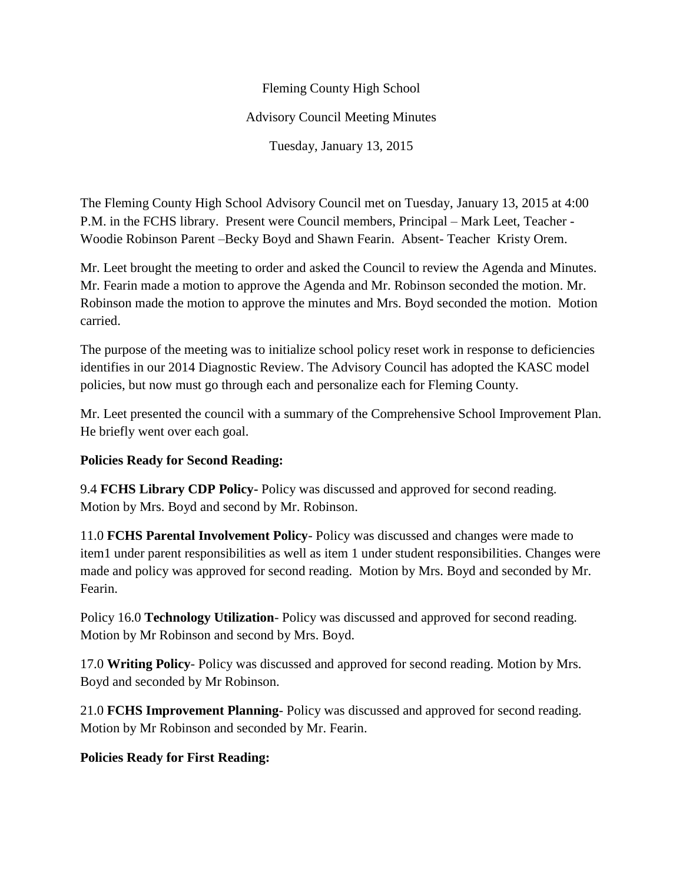Fleming County High School

Advisory Council Meeting Minutes

Tuesday, January 13, 2015

The Fleming County High School Advisory Council met on Tuesday, January 13, 2015 at 4:00 P.M. in the FCHS library. Present were Council members, Principal – Mark Leet, Teacher - Woodie Robinson Parent –Becky Boyd and Shawn Fearin. Absent- Teacher Kristy Orem.

Mr. Leet brought the meeting to order and asked the Council to review the Agenda and Minutes. Mr. Fearin made a motion to approve the Agenda and Mr. Robinson seconded the motion. Mr. Robinson made the motion to approve the minutes and Mrs. Boyd seconded the motion. Motion carried.

The purpose of the meeting was to initialize school policy reset work in response to deficiencies identifies in our 2014 Diagnostic Review. The Advisory Council has adopted the KASC model policies, but now must go through each and personalize each for Fleming County.

Mr. Leet presented the council with a summary of the Comprehensive School Improvement Plan. He briefly went over each goal.

**Policies Ready for Second Reading:**

9.4 **FCHS Library CDP Policy-** Policy was discussed and approved for second reading. Motion by Mrs. Boyd and second by Mr. Robinson.

11.0 **FCHS Parental Involvement Policy**- Policy was discussed and changes were made to item1 under parent responsibilities as well as item 1 under student responsibilities. Changes were made and policy was approved for second reading. Motion by Mrs. Boyd and seconded by Mr. Fearin.

Policy 16.0 **Technology Utilization**- Policy was discussed and approved for second reading. Motion by Mr Robinson and second by Mrs. Boyd.

17.0 **Writing Policy**- Policy was discussed and approved for second reading. Motion by Mrs. Boyd and seconded by Mr Robinson.

21.0 **FCHS Improvement Planning**- Policy was discussed and approved for second reading. Motion by Mr Robinson and seconded by Mr. Fearin.

**Policies Ready for First Reading:**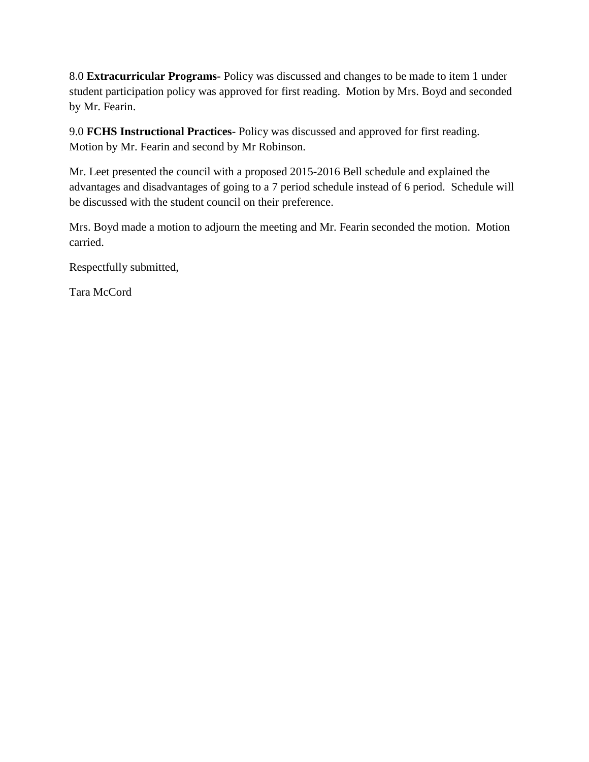8.0 **Extracurricular Programs**- Policy was discussed and changes to be made to item 1 under student participation policy was approved for first reading. Motion by Mrs. Boyd and seconded by Mr. Fearin.

9.0 **FCHS Instructional Practices**- Policy was discussed and approved for first reading. Motion by Mr. Fearin and second by Mr Robinson.

Mr. Leet presented the council with a proposed 2015-2016 Bell schedule and explained the advantages and disadvantages of going to a 7 period schedule instead of 6 period. Schedule will be discussed with the student council on their preference.

Mrs. Boyd made a motion to adjourn the meeting and Mr. Fearin seconded the motion. Motion carried.

Respectfully submitted,

Tara McCord